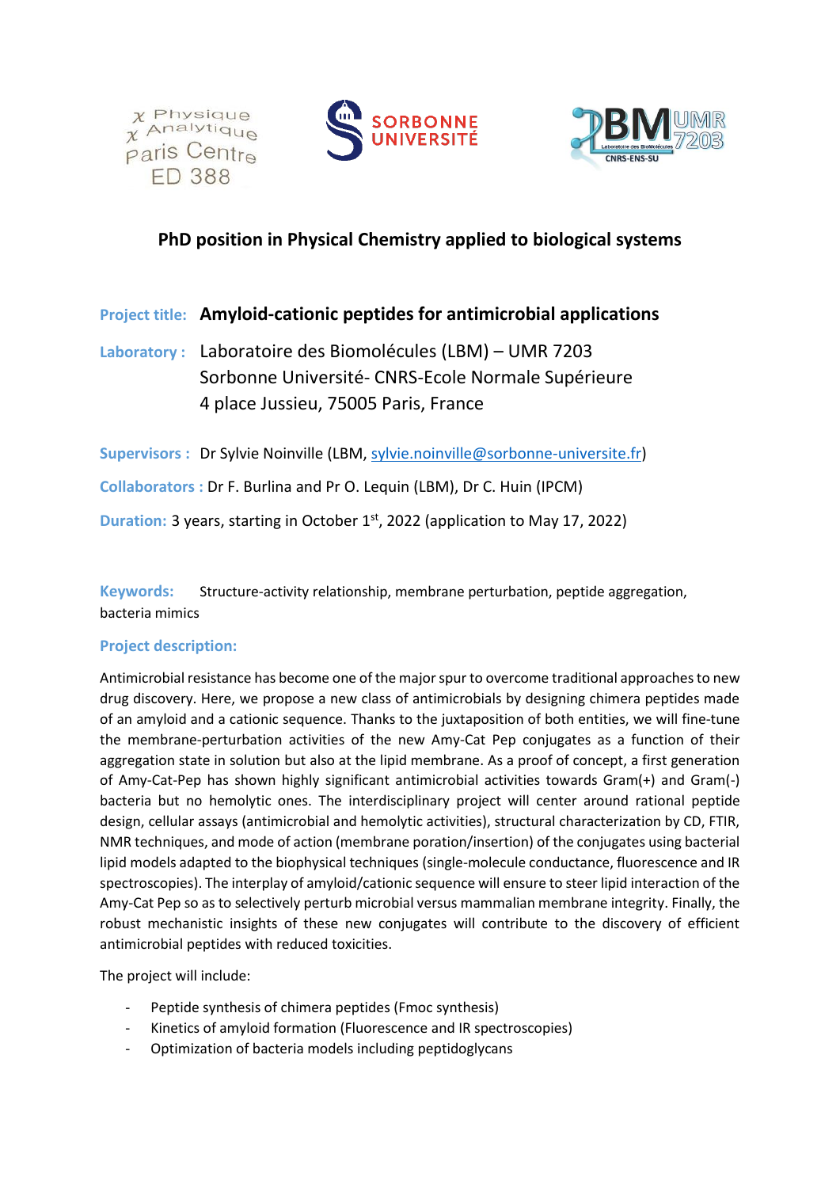χ Physique
χ Analytique
Paris Centre
ED 388

SORBONNE UNIVERSITÉ

LBM UMR 7203
Laboratoire des BioMolécules
CNRS-ENS-SU

# PhD position in Physical Chemistry applied to biological systems

**Project title:** **Amyloid-cationic peptides for antimicrobial applications**

**Laboratory :** Laboratoire des Biomolécules (LBM) – UMR 7203
Sorbonne Université- CNRS-Ecole Normale Supérieure
4 place Jussieu, 75005 Paris, France

**Supervisors :** Dr Sylvie Noinville (LBM, sylvie.noinville@sorbonne-universite.fr)

**Collaborators :** Dr F. Burlina and Pr O. Lequin (LBM), Dr C. Huin (IPCM)

**Duration:** 3 years, starting in October 1st, 2022 (application to May 17, 2022)

**Keywords:** Structure-activity relationship, membrane perturbation, peptide aggregation, bacteria mimics

**Project description:**

Antimicrobial resistance has become one of the major spur to overcome traditional approaches to new drug discovery. Here, we propose a new class of antimicrobials by designing chimera peptides made of an amyloid and a cationic sequence. Thanks to the juxtaposition of both entities, we will fine-tune the membrane-perturbation activities of the new Amy-Cat Pep conjugates as a function of their aggregation state in solution but also at the lipid membrane. As a proof of concept, a first generation of Amy-Cat-Pep has shown highly significant antimicrobial activities towards Gram(+) and Gram(-) bacteria but no hemolytic ones. The interdisciplinary project will center around rational peptide design, cellular assays (antimicrobial and hemolytic activities), structural characterization by CD, FTIR, NMR techniques, and mode of action (membrane poration/insertion) of the conjugates using bacterial lipid models adapted to the biophysical techniques (single-molecule conductance, fluorescence and IR spectroscopies). The interplay of amyloid/cationic sequence will ensure to steer lipid interaction of the Amy-Cat Pep so as to selectively perturb microbial versus mammalian membrane integrity. Finally, the robust mechanistic insights of these new conjugates will contribute to the discovery of efficient antimicrobial peptides with reduced toxicities.

The project will include:

- Peptide synthesis of chimera peptides (Fmoc synthesis)
- Kinetics of amyloid formation (Fluorescence and IR spectroscopies)
- Optimization of bacteria models including peptidoglycans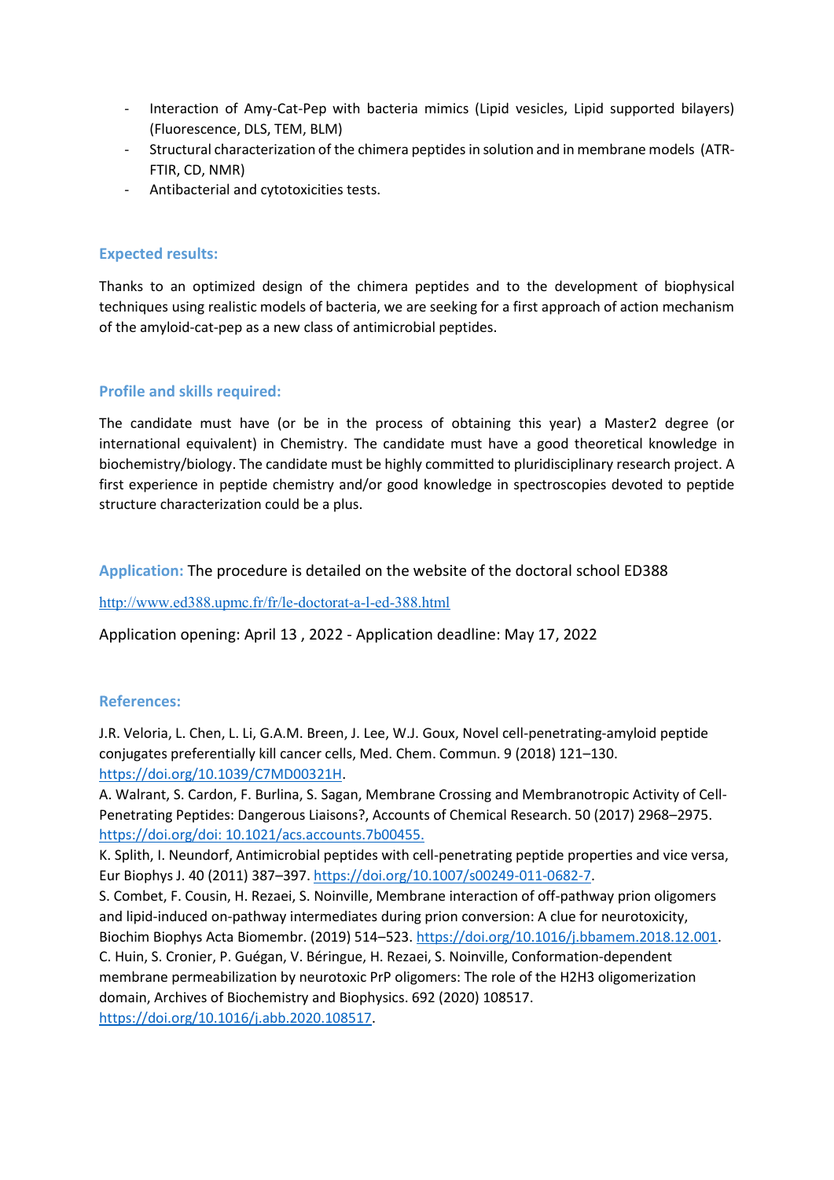- Interaction of Amy-Cat-Pep with bacteria mimics (Lipid vesicles, Lipid supported bilayers) (Fluorescence, DLS, TEM, BLM)
- Structural characterization of the chimera peptides in solution and in membrane models (ATR-FTIR, CD, NMR)
- Antibacterial and cytotoxicities tests.

### Expected results:

Thanks to an optimized design of the chimera peptides and to the development of biophysical techniques using realistic models of bacteria, we are seeking for a first approach of action mechanism of the amyloid-cat-pep as a new class of antimicrobial peptides.

### Profile and skills required:

The candidate must have (or be in the process of obtaining this year) a Master2 degree (or international equivalent) in Chemistry. The candidate must have a good theoretical knowledge in biochemistry/biology. The candidate must be highly committed to pluridisciplinary research project. A first experience in peptide chemistry and/or good knowledge in spectroscopies devoted to peptide structure characterization could be a plus.

**Application:** The procedure is detailed on the website of the doctoral school ED388

http://www.ed388.upmc.fr/fr/le-doctorat-a-l-ed-388.html

Application opening: April 13 , 2022 - Application deadline: May 17, 2022

### References:

J.R. Veloria, L. Chen, L. Li, G.A.M. Breen, J. Lee, W.J. Goux, Novel cell-penetrating-amyloid peptide conjugates preferentially kill cancer cells, Med. Chem. Commun. 9 (2018) 121–130. https://doi.org/10.1039/C7MD00321H.

A. Walrant, S. Cardon, F. Burlina, S. Sagan, Membrane Crossing and Membranotropic Activity of Cell-Penetrating Peptides: Dangerous Liaisons?, Accounts of Chemical Research. 50 (2017) 2968–2975. https://doi.org/doi: 10.1021/acs.accounts.7b00455.

K. Splith, I. Neundorf, Antimicrobial peptides with cell-penetrating peptide properties and vice versa, Eur Biophys J. 40 (2011) 387–397. https://doi.org/10.1007/s00249-011-0682-7.

S. Combet, F. Cousin, H. Rezaei, S. Noinville, Membrane interaction of off-pathway prion oligomers and lipid-induced on-pathway intermediates during prion conversion: A clue for neurotoxicity, Biochim Biophys Acta Biomembr. (2019) 514–523. https://doi.org/10.1016/j.bbamem.2018.12.001.

C. Huin, S. Cronier, P. Guégan, V. Béringue, H. Rezaei, S. Noinville, Conformation-dependent membrane permeabilization by neurotoxic PrP oligomers: The role of the H2H3 oligomerization domain, Archives of Biochemistry and Biophysics. 692 (2020) 108517. https://doi.org/10.1016/j.abb.2020.108517.